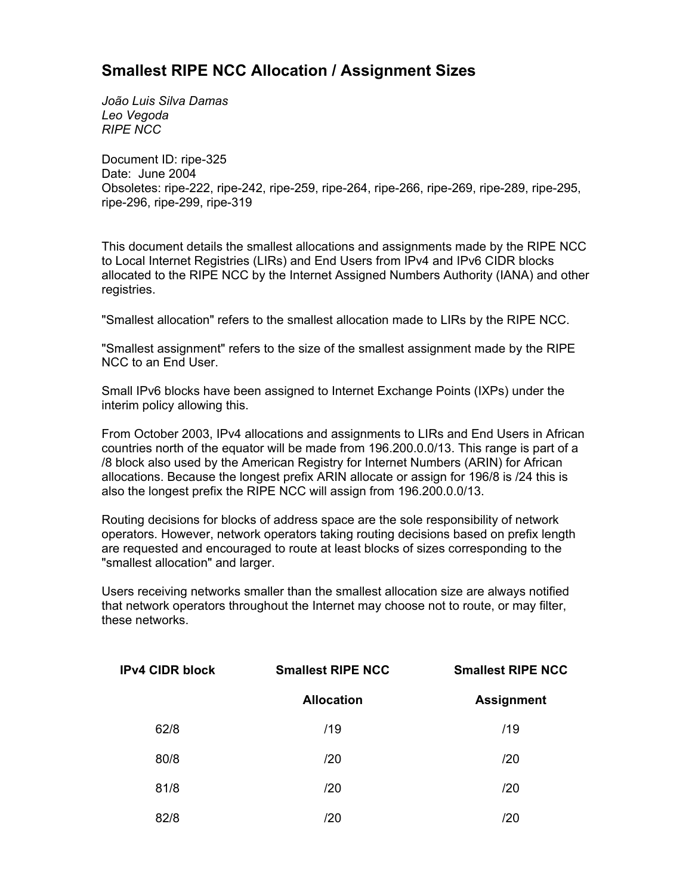# Smallest RIPE NCC Allocation / Assignment Sizes

*João Luis Silva Damas*
*Leo Vegoda*
*RIPE NCC*

Document ID: ripe-325
Date: June 2004
Obsoletes: ripe-222, ripe-242, ripe-259, ripe-264, ripe-266, ripe-269, ripe-289, ripe-295, ripe-296, ripe-299, ripe-319

This document details the smallest allocations and assignments made by the RIPE NCC to Local Internet Registries (LIRs) and End Users from IPv4 and IPv6 CIDR blocks allocated to the RIPE NCC by the Internet Assigned Numbers Authority (IANA) and other registries.

"Smallest allocation" refers to the smallest allocation made to LIRs by the RIPE NCC.

"Smallest assignment" refers to the size of the smallest assignment made by the RIPE NCC to an End User.

Small IPv6 blocks have been assigned to Internet Exchange Points (IXPs) under the interim policy allowing this.

From October 2003, IPv4 allocations and assignments to LIRs and End Users in African countries north of the equator will be made from 196.200.0.0/13. This range is part of a /8 block also used by the American Registry for Internet Numbers (ARIN) for African allocations. Because the longest prefix ARIN allocate or assign for 196/8 is /24 this is also the longest prefix the RIPE NCC will assign from 196.200.0.0/13.

Routing decisions for blocks of address space are the sole responsibility of network operators. However, network operators taking routing decisions based on prefix length are requested and encouraged to route at least blocks of sizes corresponding to the "smallest allocation" and larger.

Users receiving networks smaller than the smallest allocation size are always notified that network operators throughout the Internet may choose not to route, or may filter, these networks.

| IPv4 CIDR block | Smallest RIPE NCC Allocation | Smallest RIPE NCC Assignment |
|---|---|---|
| 62/8 | /19 | /19 |
| 80/8 | /20 | /20 |
| 81/8 | /20 | /20 |
| 82/8 | /20 | /20 |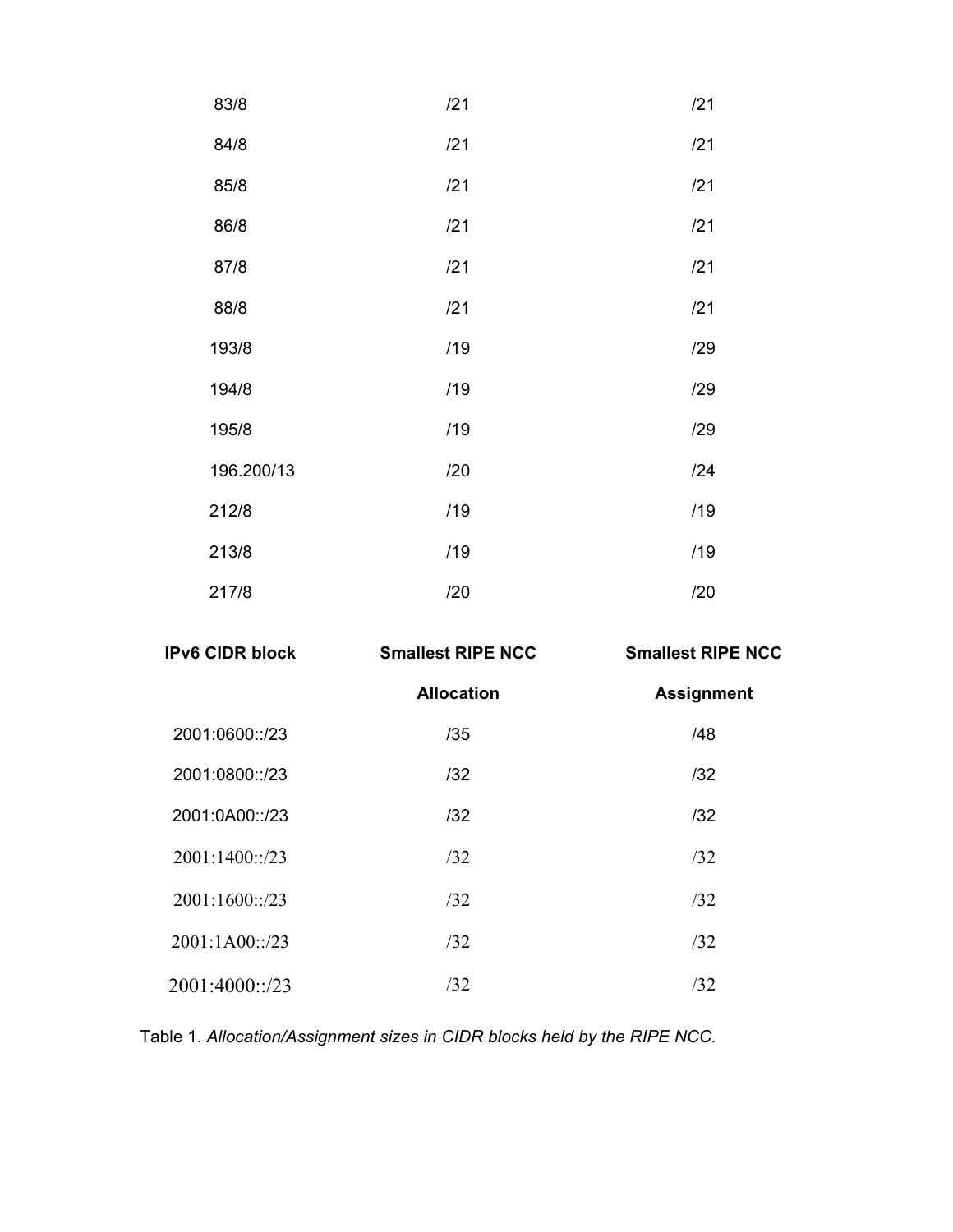| | | |
|---|---|---|
| 83/8 | /21 | /21 |
| 84/8 | /21 | /21 |
| 85/8 | /21 | /21 |
| 86/8 | /21 | /21 |
| 87/8 | /21 | /21 |
| 88/8 | /21 | /21 |
| 193/8 | /19 | /29 |
| 194/8 | /19 | /29 |
| 195/8 | /19 | /29 |
| 196.200/13 | /20 | /24 |
| 212/8 | /19 | /19 |
| 213/8 | /19 | /19 |
| 217/8 | /20 | /20 |

| IPv6 CIDR block | Smallest RIPE NCC Allocation | Smallest RIPE NCC Assignment |
|---|---|---|
| 2001:0600::/23 | /35 | /48 |
| 2001:0800::/23 | /32 | /32 |
| 2001:0A00::/23 | /32 | /32 |
| 2001:1400::/23 | /32 | /32 |
| 2001:1600::/23 | /32 | /32 |
| 2001:1A00::/23 | /32 | /32 |
| 2001:4000::/23 | /32 | /32 |

Table 1. *Allocation/Assignment sizes in CIDR blocks held by the RIPE NCC.*